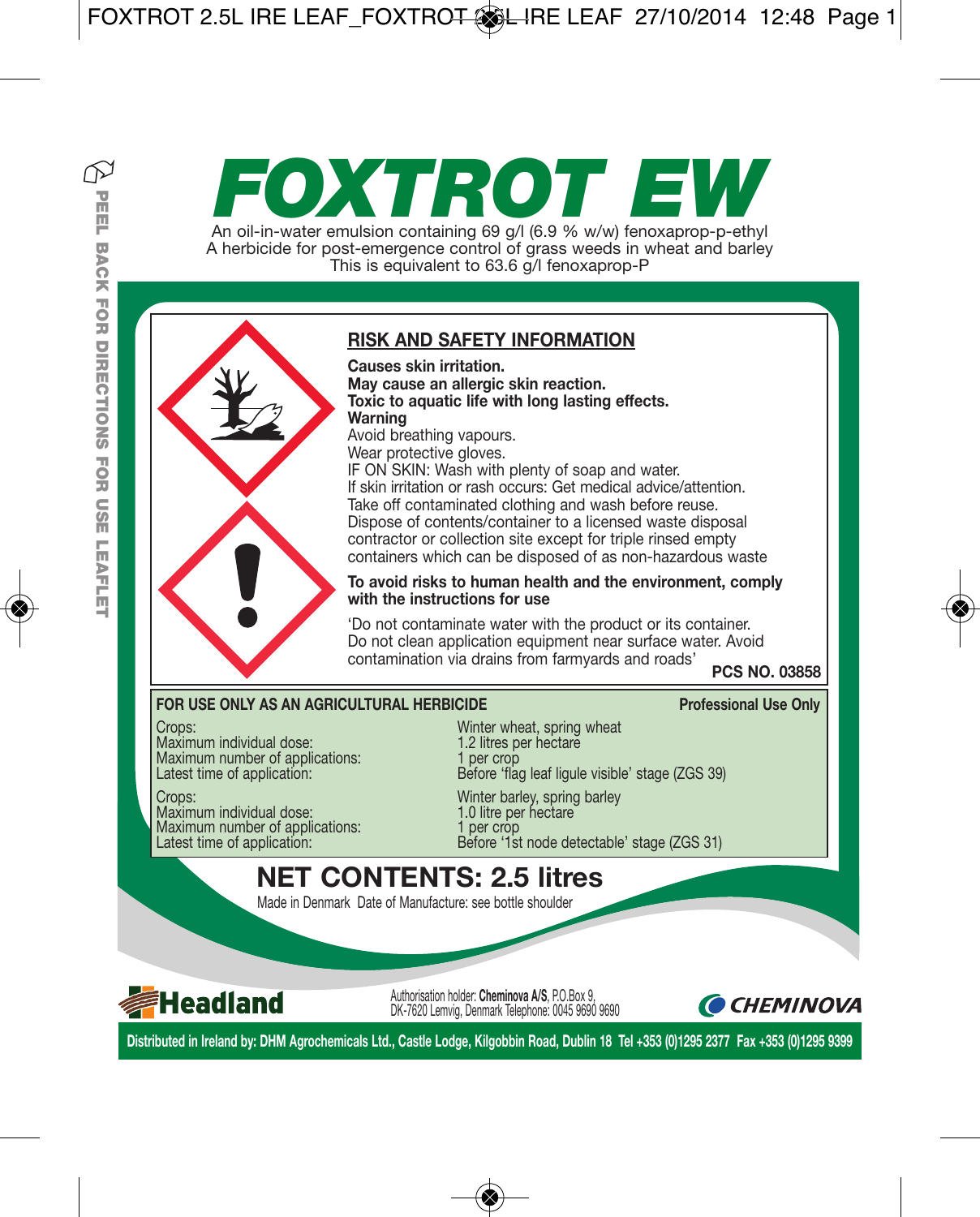PEEL BACK FOR DIRECTIONS FOR USE LEAFLET

# FOXTROT EW

An oil-in-water emulsion containing 69 g/l (6.9 % w/w) fenoxaprop-p-ethyl
A herbicide for post-emergence control of grass weeds in wheat and barley
This is equivalent to 63.6 g/l fenoxaprop-P

## RISK AND SAFETY INFORMATION

**Causes skin irritation.**
**May cause an allergic skin reaction.**
**Toxic to aquatic life with long lasting effects.**
**Warning**
Avoid breathing vapours.
Wear protective gloves.
IF ON SKIN: Wash with plenty of soap and water.
If skin irritation or rash occurs: Get medical advice/attention.
Take off contaminated clothing and wash before reuse.
Dispose of contents/container to a licensed waste disposal contractor or collection site except for triple rinsed empty containers which can be disposed of as non-hazardous waste

**To avoid risks to human health and the environment, comply with the instructions for use**

'Do not contaminate water with the product or its container. Do not clean application equipment near surface water. Avoid contamination via drains from farmyards and roads'

**PCS NO. 03858**

**FOR USE ONLY AS AN AGRICULTURAL HERBICIDE** **Professional Use Only**

| | |
|---|---|
| Crops: | Winter wheat, spring wheat |
| Maximum individual dose: | 1.2 litres per hectare |
| Maximum number of applications: | 1 per crop |
| Latest time of application: | Before 'flag leaf ligule visible' stage (ZGS 39) |
| Crops: | Winter barley, spring barley |
| Maximum individual dose: | 1.0 litre per hectare |
| Maximum number of applications: | 1 per crop |
| Latest time of application: | Before '1st node detectable' stage (ZGS 31) |

## NET CONTENTS: 2.5 litres

Made in Denmark Date of Manufacture: see bottle shoulder

Headland

Authorisation holder: **Cheminova A/S**, P.O.Box 9, DK-7620 Lemvig, Denmark Telephone: 0045 9690 9690

CHEMINOVA

**Distributed in Ireland by: DHM Agrochemicals Ltd., Castle Lodge, Kilgobbin Road, Dublin 18 Tel +353 (0)1295 2377 Fax +353 (0)1295 9399**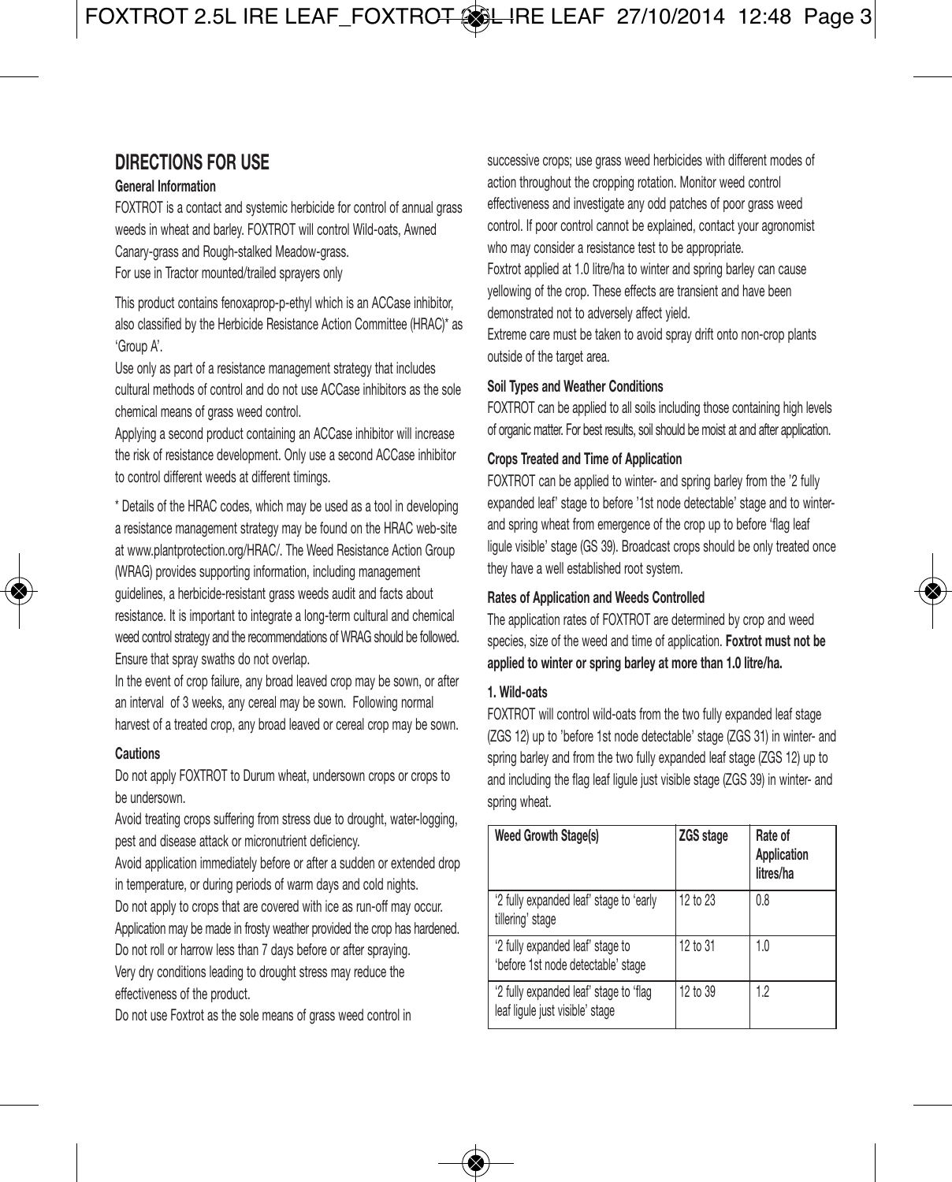## DIRECTIONS FOR USE

### General Information

FOXTROT is a contact and systemic herbicide for control of annual grass weeds in wheat and barley. FOXTROT will control Wild-oats, Awned Canary-grass and Rough-stalked Meadow-grass.
For use in Tractor mounted/trailed sprayers only

This product contains fenoxaprop-p-ethyl which is an ACCase inhibitor, also classified by the Herbicide Resistance Action Committee (HRAC)* as 'Group A'.
Use only as part of a resistance management strategy that includes cultural methods of control and do not use ACCase inhibitors as the sole chemical means of grass weed control.
Applying a second product containing an ACCase inhibitor will increase the risk of resistance development. Only use a second ACCase inhibitor to control different weeds at different timings.

* Details of the HRAC codes, which may be used as a tool in developing a resistance management strategy may be found on the HRAC web-site at www.plantprotection.org/HRAC/. The Weed Resistance Action Group (WRAG) provides supporting information, including management guidelines, a herbicide-resistant grass weeds audit and facts about resistance. It is important to integrate a long-term cultural and chemical weed control strategy and the recommendations of WRAG should be followed.
Ensure that spray swaths do not overlap.
In the event of crop failure, any broad leaved crop may be sown, or after an interval of 3 weeks, any cereal may be sown. Following normal harvest of a treated crop, any broad leaved or cereal crop may be sown.

### Cautions

Do not apply FOXTROT to Durum wheat, undersown crops or crops to be undersown.
Avoid treating crops suffering from stress due to drought, water-logging, pest and disease attack or micronutrient deficiency.
Avoid application immediately before or after a sudden or extended drop in temperature, or during periods of warm days and cold nights.
Do not apply to crops that are covered with ice as run-off may occur.
Application may be made in frosty weather provided the crop has hardened.
Do not roll or harrow less than 7 days before or after spraying.
Very dry conditions leading to drought stress may reduce the effectiveness of the product.
Do not use Foxtrot as the sole means of grass weed control in successive crops; use grass weed herbicides with different modes of action throughout the cropping rotation. Monitor weed control effectiveness and investigate any odd patches of poor grass weed control. If poor control cannot be explained, contact your agronomist who may consider a resistance test to be appropriate.
Foxtrot applied at 1.0 litre/ha to winter and spring barley can cause yellowing of the crop. These effects are transient and have been demonstrated not to adversely affect yield.
Extreme care must be taken to avoid spray drift onto non-crop plants outside of the target area.

### Soil Types and Weather Conditions

FOXTROT can be applied to all soils including those containing high levels of organic matter. For best results, soil should be moist at and after application.

### Crops Treated and Time of Application

FOXTROT can be applied to winter- and spring barley from the '2 fully expanded leaf' stage to before '1st node detectable' stage and to winter- and spring wheat from emergence of the crop up to before 'flag leaf ligule visible' stage (GS 39). Broadcast crops should be only treated once they have a well established root system.

### Rates of Application and Weeds Controlled

The application rates of FOXTROT are determined by crop and weed species, size of the weed and time of application. **Foxtrot must not be applied to winter or spring barley at more than 1.0 litre/ha.**

#### 1. Wild-oats

FOXTROT will control wild-oats from the two fully expanded leaf stage (ZGS 12) up to 'before 1st node detectable' stage (ZGS 31) in winter- and spring barley and from the two fully expanded leaf stage (ZGS 12) up to and including the flag leaf ligule just visible stage (ZGS 39) in winter- and spring wheat.

| Weed Growth Stage(s) | ZGS stage | Rate of Application litres/ha |
|---|---|---|
| '2 fully expanded leaf' stage to 'early tillering' stage | 12 to 23 | 0.8 |
| '2 fully expanded leaf' stage to 'before 1st node detectable' stage | 12 to 31 | 1.0 |
| '2 fully expanded leaf' stage to 'flag leaf ligule just visible' stage | 12 to 39 | 1.2 |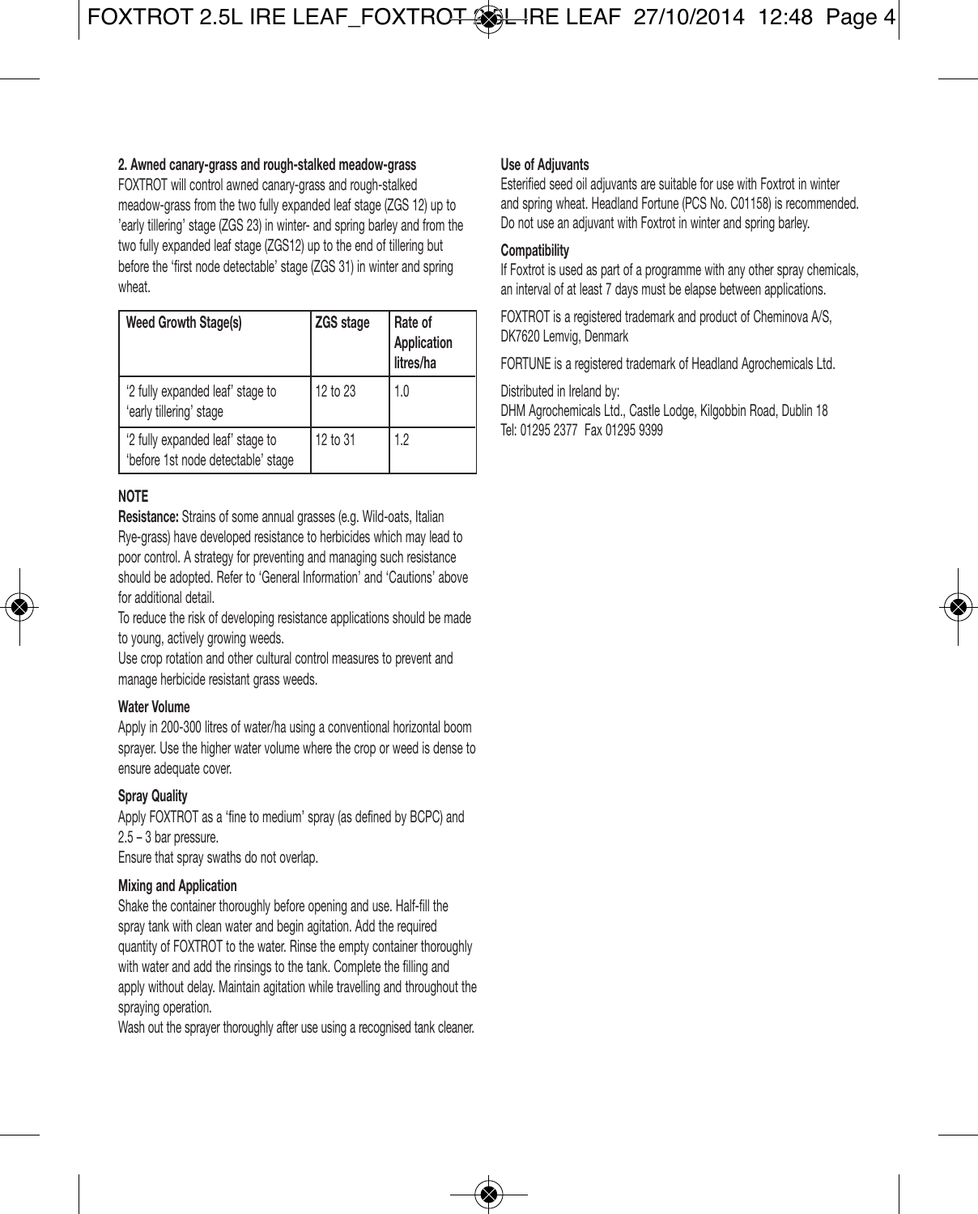**2. Awned canary-grass and rough-stalked meadow-grass**

FOXTROT will control awned canary-grass and rough-stalked meadow-grass from the two fully expanded leaf stage (ZGS 12) up to 'early tillering' stage (ZGS 23) in winter- and spring barley and from the two fully expanded leaf stage (ZGS12) up to the end of tillering but before the 'first node detectable' stage (ZGS 31) in winter and spring wheat.

| Weed Growth Stage(s) | ZGS stage | Rate of Application litres/ha |
|---|---|---|
| '2 fully expanded leaf' stage to 'early tillering' stage | 12 to 23 | 1.0 |
| '2 fully expanded leaf' stage to 'before 1st node detectable' stage | 12 to 31 | 1.2 |

**NOTE**

**Resistance:** Strains of some annual grasses (e.g. Wild-oats, Italian Rye-grass) have developed resistance to herbicides which may lead to poor control. A strategy for preventing and managing such resistance should be adopted. Refer to 'General Information' and 'Cautions' above for additional detail.

To reduce the risk of developing resistance applications should be made to young, actively growing weeds.

Use crop rotation and other cultural control measures to prevent and manage herbicide resistant grass weeds.

**Water Volume**

Apply in 200-300 litres of water/ha using a conventional horizontal boom sprayer. Use the higher water volume where the crop or weed is dense to ensure adequate cover.

**Spray Quality**

Apply FOXTROT as a 'fine to medium' spray (as defined by BCPC) and 2.5 – 3 bar pressure.

Ensure that spray swaths do not overlap.

**Mixing and Application**

Shake the container thoroughly before opening and use. Half-fill the spray tank with clean water and begin agitation. Add the required quantity of FOXTROT to the water. Rinse the empty container thoroughly with water and add the rinsings to the tank. Complete the filling and apply without delay. Maintain agitation while travelling and throughout the spraying operation.

Wash out the sprayer thoroughly after use using a recognised tank cleaner.

**Use of Adjuvants**

Esterified seed oil adjuvants are suitable for use with Foxtrot in winter and spring wheat. Headland Fortune (PCS No. C01158) is recommended. Do not use an adjuvant with Foxtrot in winter and spring barley.

**Compatibility**

If Foxtrot is used as part of a programme with any other spray chemicals, an interval of at least 7 days must be elapse between applications.

FOXTROT is a registered trademark and product of Cheminova A/S, DK7620 Lemvig, Denmark

FORTUNE is a registered trademark of Headland Agrochemicals Ltd.

Distributed in Ireland by:
DHM Agrochemicals Ltd., Castle Lodge, Kilgobbin Road, Dublin 18
Tel: 01295 2377 Fax 01295 9399